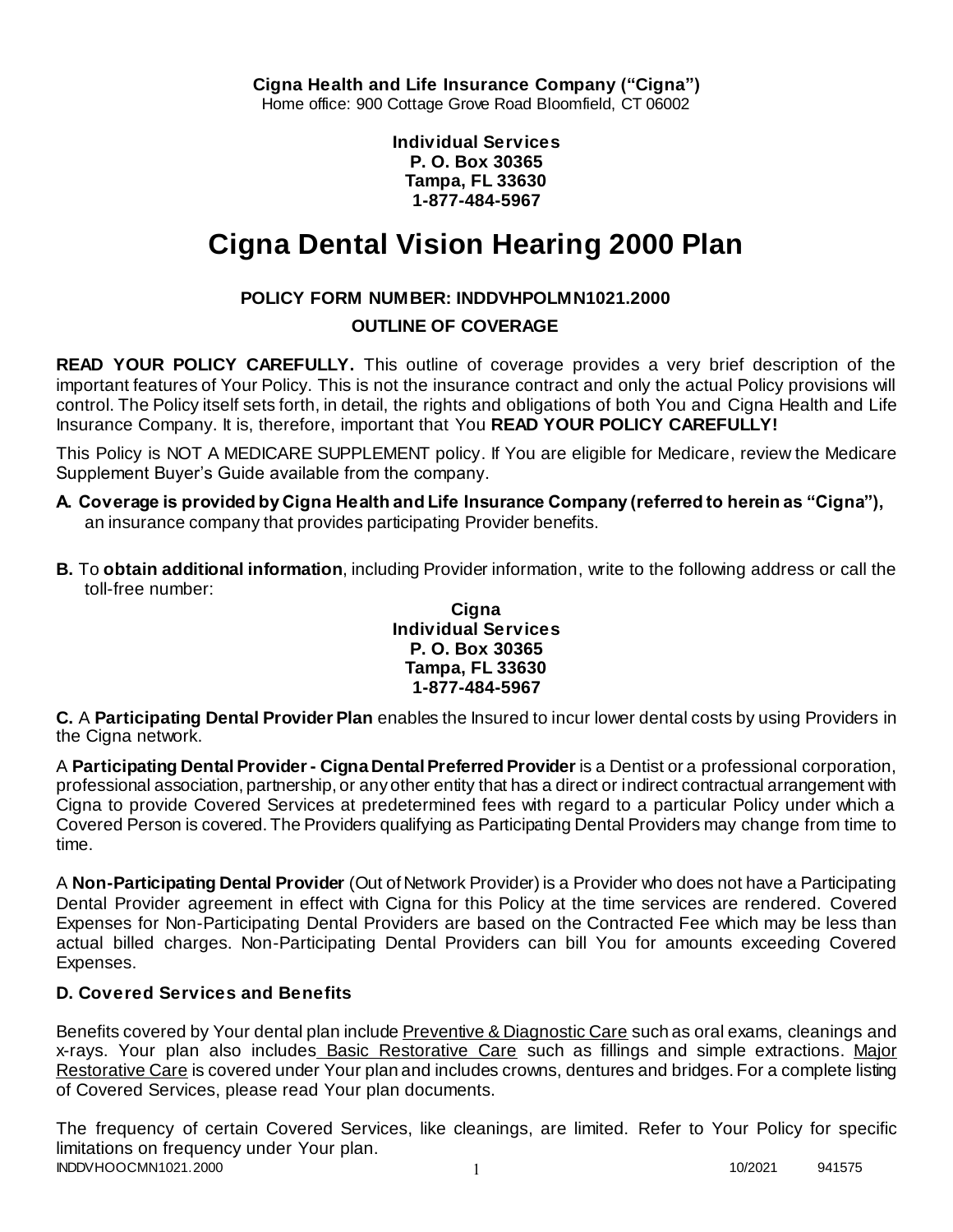**Cigna Health and Life Insurance Company ("Cigna")**
Home office: 900 Cottage Grove Road Bloomfield, CT 06002

**Individual Services**
**P. O. Box 30365**
**Tampa, FL 33630**
**1-877-484-5967**

# Cigna Dental Vision Hearing 2000 Plan

**POLICY FORM NUMBER: INDDVHPOLMN1021.2000**

**OUTLINE OF COVERAGE**

**READ YOUR POLICY CAREFULLY.** This outline of coverage provides a very brief description of the important features of Your Policy. This is not the insurance contract and only the actual Policy provisions will control. The Policy itself sets forth, in detail, the rights and obligations of both You and Cigna Health and Life Insurance Company. It is, therefore, important that You **READ YOUR POLICY CAREFULLY!**

This Policy is NOT A MEDICARE SUPPLEMENT policy. If You are eligible for Medicare, review the Medicare Supplement Buyer's Guide available from the company.

**A. Coverage is provided by Cigna Health and Life Insurance Company (referred to herein as "Cigna"),** an insurance company that provides participating Provider benefits.

**B.** To **obtain additional information**, including Provider information, write to the following address or call the toll-free number:

**Cigna**
**Individual Services**
**P. O. Box 30365**
**Tampa, FL 33630**
**1-877-484-5967**

**C.** A **Participating Dental Provider Plan** enables the Insured to incur lower dental costs by using Providers in the Cigna network.

A **Participating Dental Provider - Cigna Dental Preferred Provider** is a Dentist or a professional corporation, professional association, partnership, or any other entity that has a direct or indirect contractual arrangement with Cigna to provide Covered Services at predetermined fees with regard to a particular Policy under which a Covered Person is covered. The Providers qualifying as Participating Dental Providers may change from time to time.

A **Non-Participating Dental Provider** (Out of Network Provider) is a Provider who does not have a Participating Dental Provider agreement in effect with Cigna for this Policy at the time services are rendered. Covered Expenses for Non-Participating Dental Providers are based on the Contracted Fee which may be less than actual billed charges. Non-Participating Dental Providers can bill You for amounts exceeding Covered Expenses.

### D. Covered Services and Benefits

Benefits covered by Your dental plan include Preventive & Diagnostic Care such as oral exams, cleanings and x-rays. Your plan also includes Basic Restorative Care such as fillings and simple extractions. Major Restorative Care is covered under Your plan and includes crowns, dentures and bridges. For a complete listing of Covered Services, please read Your plan documents.

The frequency of certain Covered Services, like cleanings, are limited. Refer to Your Policy for specific limitations on frequency under Your plan.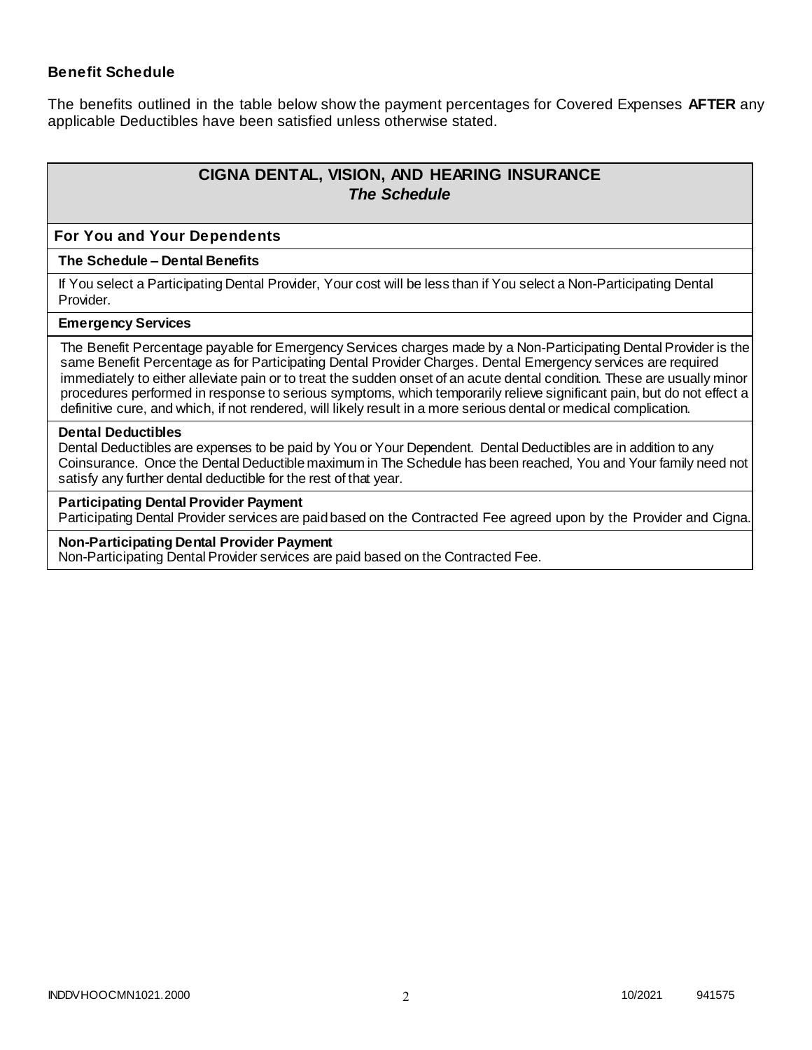### Benefit Schedule

The benefits outlined in the table below show the payment percentages for Covered Expenses **AFTER** any applicable Deductibles have been satisfied unless otherwise stated.

## CIGNA DENTAL, VISION, AND HEARING INSURANCE
### *The Schedule*

#### For You and Your Dependents

**The Schedule – Dental Benefits**

If You select a Participating Dental Provider, Your cost will be less than if You select a Non-Participating Dental Provider.

**Emergency Services**

The Benefit Percentage payable for Emergency Services charges made by a Non-Participating Dental Provider is the same Benefit Percentage as for Participating Dental Provider Charges. Dental Emergency services are required immediately to either alleviate pain or to treat the sudden onset of an acute dental condition. These are usually minor procedures performed in response to serious symptoms, which temporarily relieve significant pain, but do not effect a definitive cure, and which, if not rendered, will likely result in a more serious dental or medical complication.

**Dental Deductibles**

Dental Deductibles are expenses to be paid by You or Your Dependent. Dental Deductibles are in addition to any Coinsurance. Once the Dental Deductible maximum in The Schedule has been reached, You and Your family need not satisfy any further dental deductible for the rest of that year.

**Participating Dental Provider Payment**

Participating Dental Provider services are paid based on the Contracted Fee agreed upon by the Provider and Cigna.

**Non-Participating Dental Provider Payment**

Non-Participating Dental Provider services are paid based on the Contracted Fee.

INDDVHOOCMN1021.2000 10/2021 941575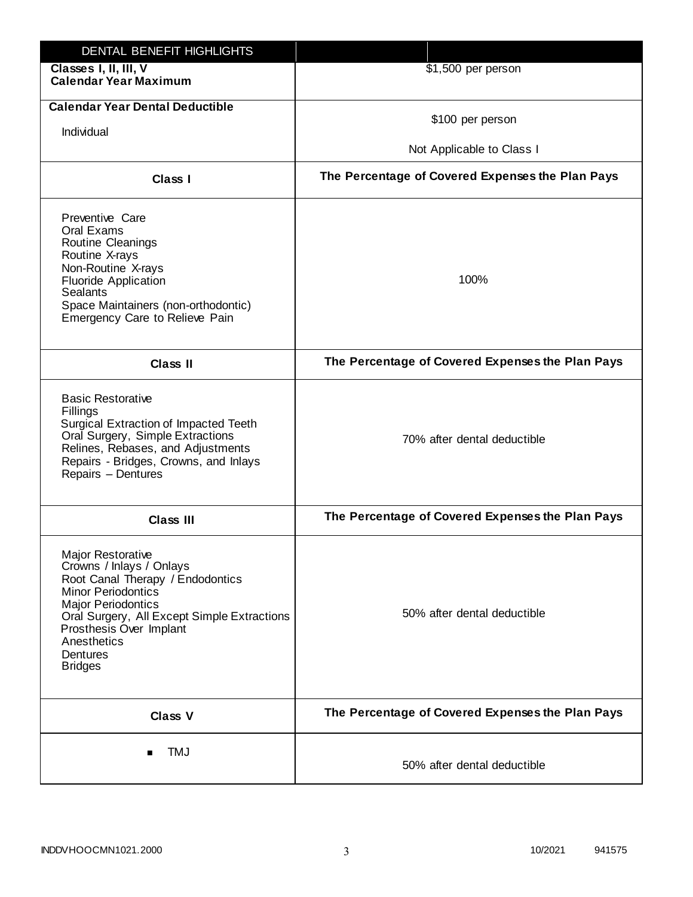| DENTAL BENEFIT HIGHLIGHTS | |
|---|---|
| **Classes I, II, III, V**<br>**Calendar Year Maximum** | $1,500 per person |
| **Calendar Year Dental Deductible**<br>Individual | $100 per person<br>Not Applicable to Class I |
| **Class I** | **The Percentage of Covered Expenses the Plan Pays** |
| Preventive Care<br>Oral Exams<br>Routine Cleanings<br>Routine X-rays<br>Non-Routine X-rays<br>Fluoride Application<br>Sealants<br>Space Maintainers (non-orthodontic)<br>Emergency Care to Relieve Pain | 100% |
| **Class II** | **The Percentage of Covered Expenses the Plan Pays** |
| Basic Restorative<br>Fillings<br>Surgical Extraction of Impacted Teeth<br>Oral Surgery, Simple Extractions<br>Relines, Rebases, and Adjustments<br>Repairs - Bridges, Crowns, and Inlays<br>Repairs – Dentures | 70% after dental deductible |
| **Class III** | **The Percentage of Covered Expenses the Plan Pays** |
| Major Restorative<br>Crowns / Inlays / Onlays<br>Root Canal Therapy / Endodontics<br>Minor Periodontics<br>Major Periodontics<br>Oral Surgery, All Except Simple Extractions<br>Prosthesis Over Implant<br>Anesthetics<br>Dentures<br>Bridges | 50% after dental deductible |
| **Class V** | **The Percentage of Covered Expenses the Plan Pays** |
| ▪ TMJ | 50% after dental deductible |

INDDVHOOCMN1021.2000 10/2021 941575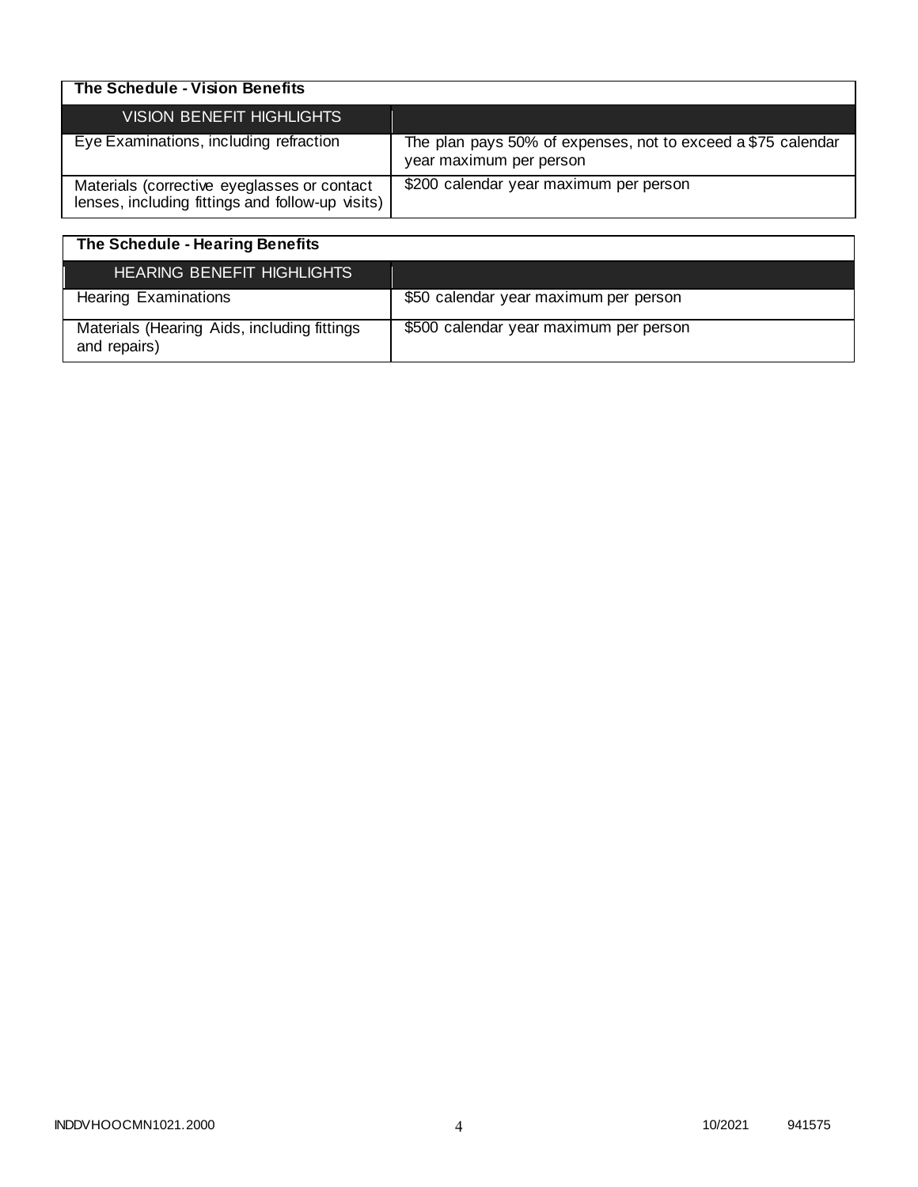| The Schedule - Vision Benefits | |
|---|---|
| VISION BENEFIT HIGHLIGHTS | |
| Eye Examinations, including refraction | The plan pays 50% of expenses, not to exceed a $75 calendar year maximum per person |
| Materials (corrective eyeglasses or contact lenses, including fittings and follow-up visits) | $200 calendar year maximum per person |

| The Schedule - Hearing Benefits | |
|---|---|
| HEARING BENEFIT HIGHLIGHTS | |
| Hearing Examinations | $50 calendar year maximum per person |
| Materials (Hearing Aids, including fittings and repairs) | $500 calendar year maximum per person |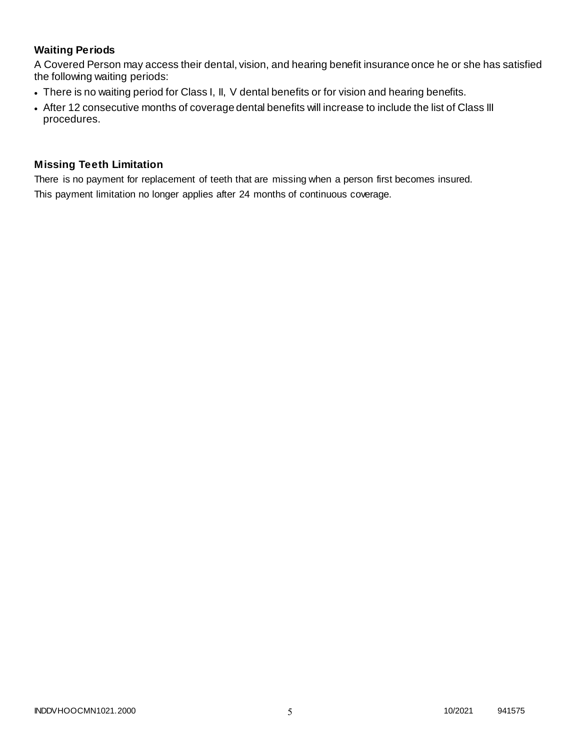### Waiting Periods

A Covered Person may access their dental, vision, and hearing benefit insurance once he or she has satisfied the following waiting periods:

- There is no waiting period for Class I, II, V dental benefits or for vision and hearing benefits.
- After 12 consecutive months of coverage dental benefits will increase to include the list of Class III procedures.

### Missing Teeth Limitation

There is no payment for replacement of teeth that are missing when a person first becomes insured. This payment limitation no longer applies after 24 months of continuous coverage.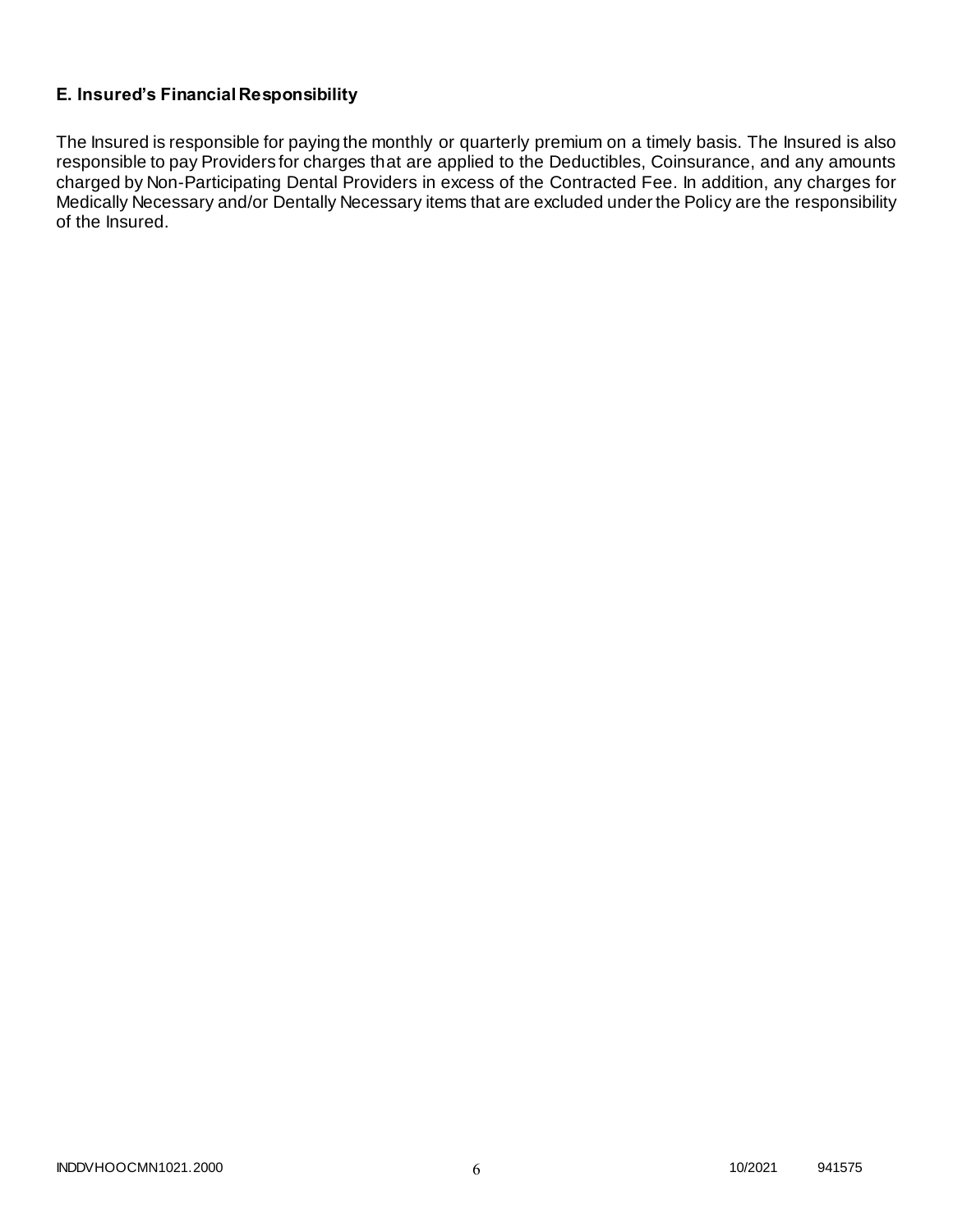### E. Insured's Financial Responsibility

The Insured is responsible for paying the monthly or quarterly premium on a timely basis. The Insured is also responsible to pay Providers for charges that are applied to the Deductibles, Coinsurance, and any amounts charged by Non-Participating Dental Providers in excess of the Contracted Fee. In addition, any charges for Medically Necessary and/or Dentally Necessary items that are excluded under the Policy are the responsibility of the Insured.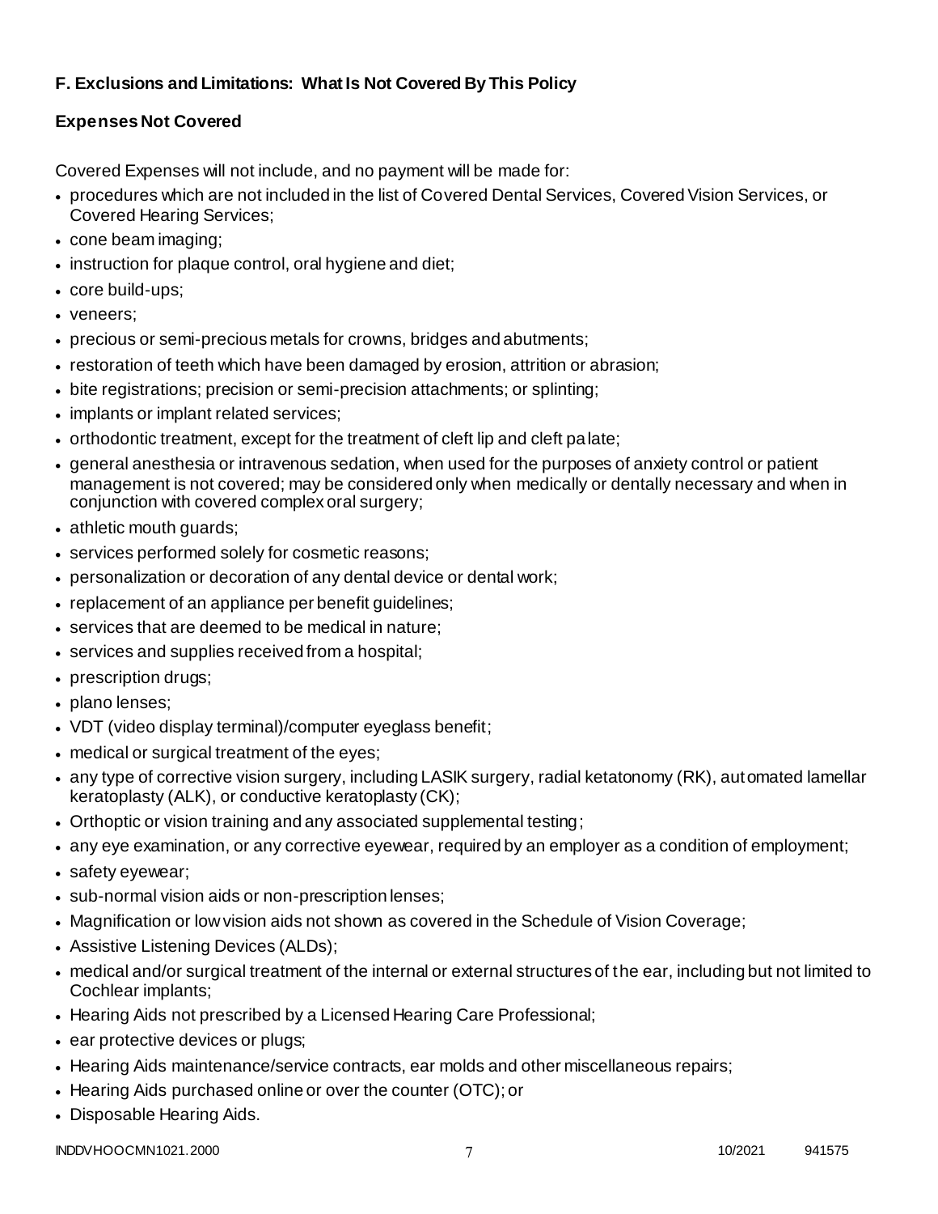### F. Exclusions and Limitations: What Is Not Covered By This Policy

### Expenses Not Covered

Covered Expenses will not include, and no payment will be made for:

- procedures which are not included in the list of Covered Dental Services, Covered Vision Services, or Covered Hearing Services;
- cone beam imaging;
- instruction for plaque control, oral hygiene and diet;
- core build-ups;
- veneers;
- precious or semi-precious metals for crowns, bridges and abutments;
- restoration of teeth which have been damaged by erosion, attrition or abrasion;
- bite registrations; precision or semi-precision attachments; or splinting;
- implants or implant related services;
- orthodontic treatment, except for the treatment of cleft lip and cleft palate;
- general anesthesia or intravenous sedation, when used for the purposes of anxiety control or patient management is not covered; may be considered only when medically or dentally necessary and when in conjunction with covered complex oral surgery;
- athletic mouth guards;
- services performed solely for cosmetic reasons;
- personalization or decoration of any dental device or dental work;
- replacement of an appliance per benefit guidelines;
- services that are deemed to be medical in nature;
- services and supplies received from a hospital;
- prescription drugs;
- plano lenses;
- VDT (video display terminal)/computer eyeglass benefit;
- medical or surgical treatment of the eyes;
- any type of corrective vision surgery, including LASIK surgery, radial ketatonomy (RK), automated lamellar keratoplasty (ALK), or conductive keratoplasty (CK);
- Orthoptic or vision training and any associated supplemental testing;
- any eye examination, or any corrective eyewear, required by an employer as a condition of employment;
- safety eyewear;
- sub-normal vision aids or non-prescription lenses;
- Magnification or low vision aids not shown as covered in the Schedule of Vision Coverage;
- Assistive Listening Devices (ALDs);
- medical and/or surgical treatment of the internal or external structures of the ear, including but not limited to Cochlear implants;
- Hearing Aids not prescribed by a Licensed Hearing Care Professional;
- ear protective devices or plugs;
- Hearing Aids maintenance/service contracts, ear molds and other miscellaneous repairs;
- Hearing Aids purchased online or over the counter (OTC); or
- Disposable Hearing Aids.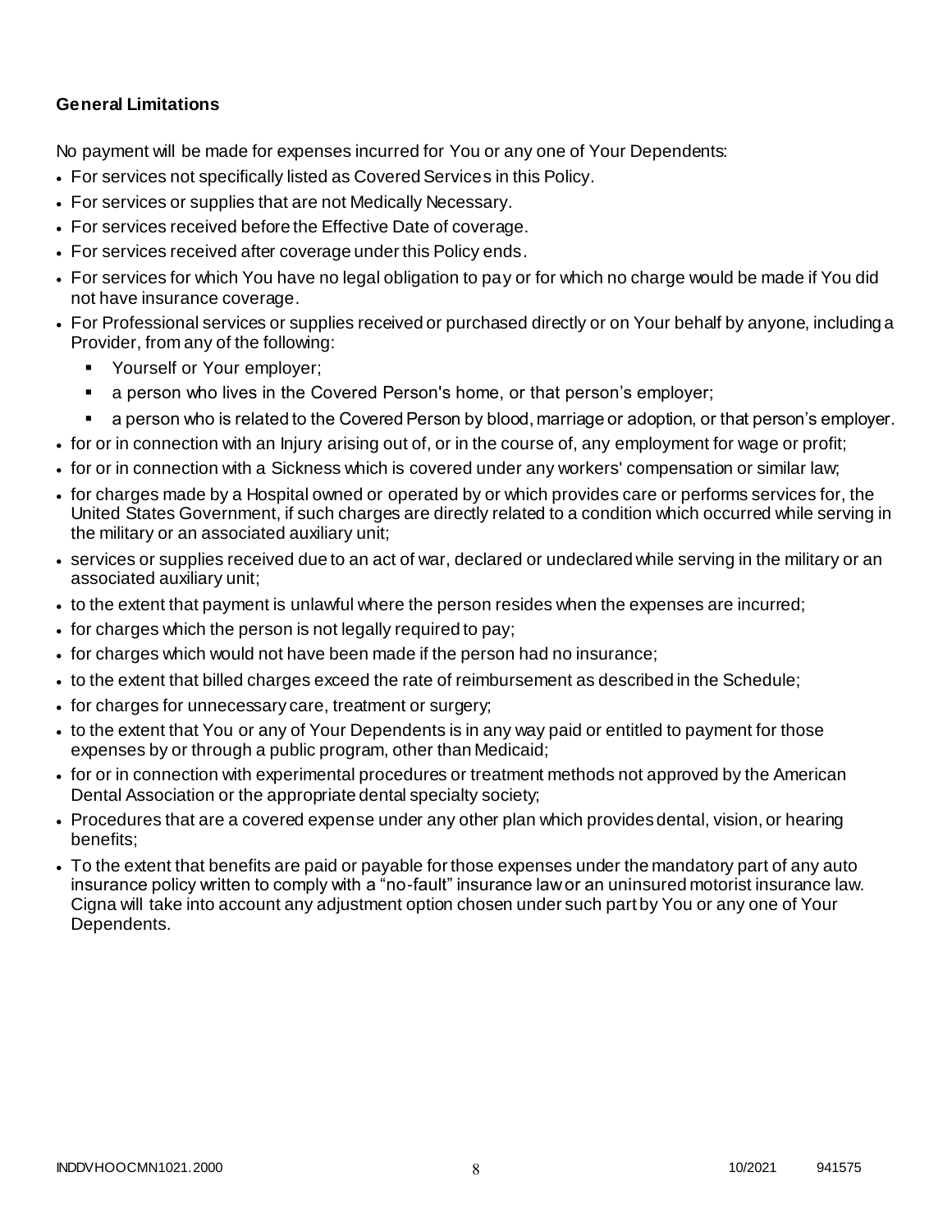**General Limitations**

No payment will be made for expenses incurred for You or any one of Your Dependents:

- For services not specifically listed as Covered Services in this Policy.
- For services or supplies that are not Medically Necessary.
- For services received before the Effective Date of coverage.
- For services received after coverage under this Policy ends.
- For services for which You have no legal obligation to pay or for which no charge would be made if You did not have insurance coverage.
- For Professional services or supplies received or purchased directly or on Your behalf by anyone, including a Provider, from any of the following:
  - Yourself or Your employer;
  - a person who lives in the Covered Person's home, or that person's employer;
  - a person who is related to the Covered Person by blood, marriage or adoption, or that person's employer.
- for or in connection with an Injury arising out of, or in the course of, any employment for wage or profit;
- for or in connection with a Sickness which is covered under any workers' compensation or similar law;
- for charges made by a Hospital owned or operated by or which provides care or performs services for, the United States Government, if such charges are directly related to a condition which occurred while serving in the military or an associated auxiliary unit;
- services or supplies received due to an act of war, declared or undeclared while serving in the military or an associated auxiliary unit;
- to the extent that payment is unlawful where the person resides when the expenses are incurred;
- for charges which the person is not legally required to pay;
- for charges which would not have been made if the person had no insurance;
- to the extent that billed charges exceed the rate of reimbursement as described in the Schedule;
- for charges for unnecessary care, treatment or surgery;
- to the extent that You or any of Your Dependents is in any way paid or entitled to payment for those expenses by or through a public program, other than Medicaid;
- for or in connection with experimental procedures or treatment methods not approved by the American Dental Association or the appropriate dental specialty society;
- Procedures that are a covered expense under any other plan which provides dental, vision, or hearing benefits;
- To the extent that benefits are paid or payable for those expenses under the mandatory part of any auto insurance policy written to comply with a "no-fault" insurance law or an uninsured motorist insurance law. Cigna will take into account any adjustment option chosen under such part by You or any one of Your Dependents.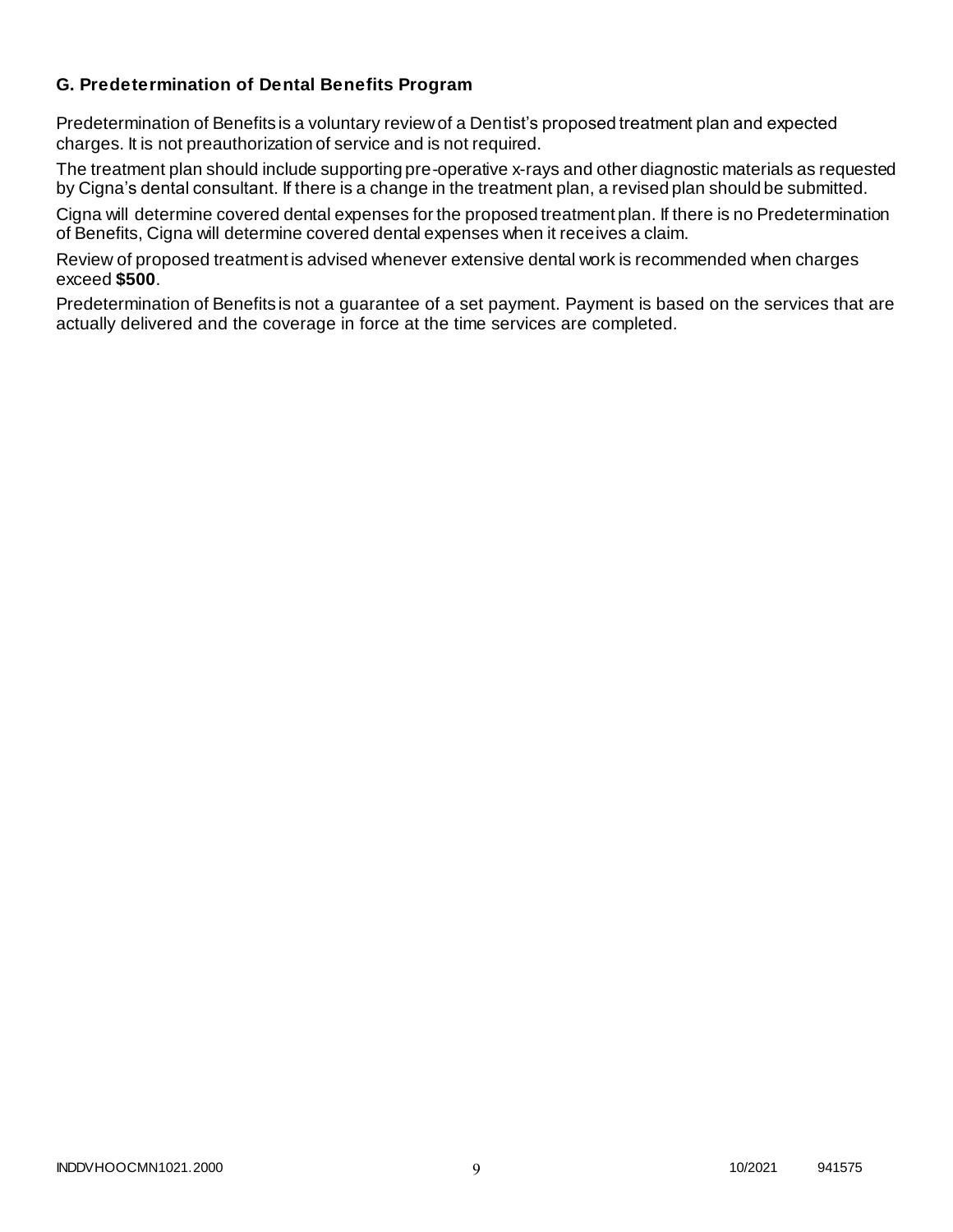### G. Predetermination of Dental Benefits Program

Predetermination of Benefits is a voluntary review of a Dentist's proposed treatment plan and expected charges. It is not preauthorization of service and is not required.

The treatment plan should include supporting pre-operative x-rays and other diagnostic materials as requested by Cigna's dental consultant. If there is a change in the treatment plan, a revised plan should be submitted.

Cigna will determine covered dental expenses for the proposed treatment plan. If there is no Predetermination of Benefits, Cigna will determine covered dental expenses when it receives a claim.

Review of proposed treatment is advised whenever extensive dental work is recommended when charges exceed **$500**.

Predetermination of Benefits is not a guarantee of a set payment. Payment is based on the services that are actually delivered and the coverage in force at the time services are completed.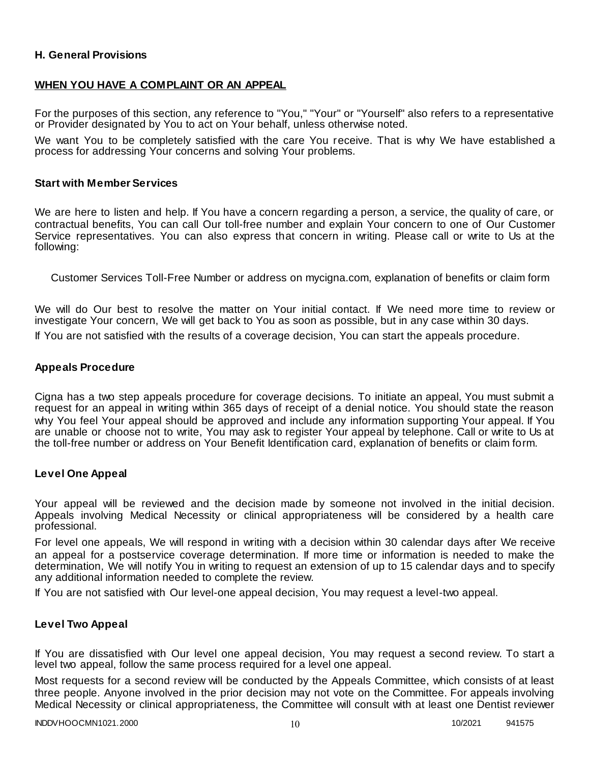### H. General Provisions

**WHEN YOU HAVE A COMPLAINT OR AN APPEAL**

For the purposes of this section, any reference to "You," "Your" or "Yourself" also refers to a representative or Provider designated by You to act on Your behalf, unless otherwise noted.

We want You to be completely satisfied with the care You receive. That is why We have established a process for addressing Your concerns and solving Your problems.

#### Start with Member Services

We are here to listen and help. If You have a concern regarding a person, a service, the quality of care, or contractual benefits, You can call Our toll-free number and explain Your concern to one of Our Customer Service representatives. You can also express that concern in writing. Please call or write to Us at the following:

Customer Services Toll-Free Number or address on mycigna.com, explanation of benefits or claim form

We will do Our best to resolve the matter on Your initial contact. If We need more time to review or investigate Your concern, We will get back to You as soon as possible, but in any case within 30 days.

If You are not satisfied with the results of a coverage decision, You can start the appeals procedure.

#### Appeals Procedure

Cigna has a two step appeals procedure for coverage decisions. To initiate an appeal, You must submit a request for an appeal in writing within 365 days of receipt of a denial notice. You should state the reason why You feel Your appeal should be approved and include any information supporting Your appeal. If You are unable or choose not to write, You may ask to register Your appeal by telephone. Call or write to Us at the toll-free number or address on Your Benefit Identification card, explanation of benefits or claim form.

#### Level One Appeal

Your appeal will be reviewed and the decision made by someone not involved in the initial decision. Appeals involving Medical Necessity or clinical appropriateness will be considered by a health care professional.

For level one appeals, We will respond in writing with a decision within 30 calendar days after We receive an appeal for a postservice coverage determination. If more time or information is needed to make the determination, We will notify You in writing to request an extension of up to 15 calendar days and to specify any additional information needed to complete the review.

If You are not satisfied with Our level-one appeal decision, You may request a level-two appeal.

#### Level Two Appeal

If You are dissatisfied with Our level one appeal decision, You may request a second review. To start a level two appeal, follow the same process required for a level one appeal.

Most requests for a second review will be conducted by the Appeals Committee, which consists of at least three people. Anyone involved in the prior decision may not vote on the Committee. For appeals involving Medical Necessity or clinical appropriateness, the Committee will consult with at least one Dentist reviewer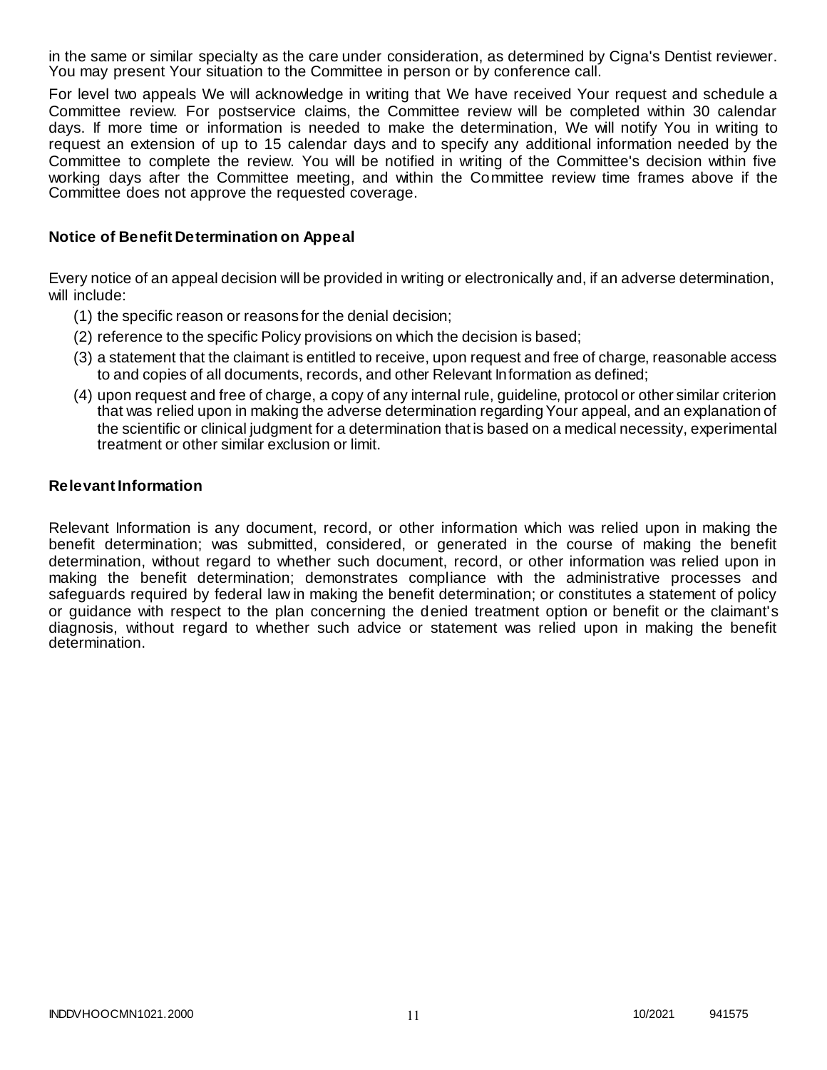in the same or similar specialty as the care under consideration, as determined by Cigna's Dentist reviewer. You may present Your situation to the Committee in person or by conference call.

For level two appeals We will acknowledge in writing that We have received Your request and schedule a Committee review. For postservice claims, the Committee review will be completed within 30 calendar days. If more time or information is needed to make the determination, We will notify You in writing to request an extension of up to 15 calendar days and to specify any additional information needed by the Committee to complete the review. You will be notified in writing of the Committee's decision within five working days after the Committee meeting, and within the Committee review time frames above if the Committee does not approve the requested coverage.

### Notice of Benefit Determination on Appeal

Every notice of an appeal decision will be provided in writing or electronically and, if an adverse determination, will include:

(1) the specific reason or reasons for the denial decision;

(2) reference to the specific Policy provisions on which the decision is based;

(3) a statement that the claimant is entitled to receive, upon request and free of charge, reasonable access to and copies of all documents, records, and other Relevant Information as defined;

(4) upon request and free of charge, a copy of any internal rule, guideline, protocol or other similar criterion that was relied upon in making the adverse determination regarding Your appeal, and an explanation of the scientific or clinical judgment for a determination that is based on a medical necessity, experimental treatment or other similar exclusion or limit.

### Relevant Information

Relevant Information is any document, record, or other information which was relied upon in making the benefit determination; was submitted, considered, or generated in the course of making the benefit determination, without regard to whether such document, record, or other information was relied upon in making the benefit determination; demonstrates compliance with the administrative processes and safeguards required by federal law in making the benefit determination; or constitutes a statement of policy or guidance with respect to the plan concerning the denied treatment option or benefit or the claimant's diagnosis, without regard to whether such advice or statement was relied upon in making the benefit determination.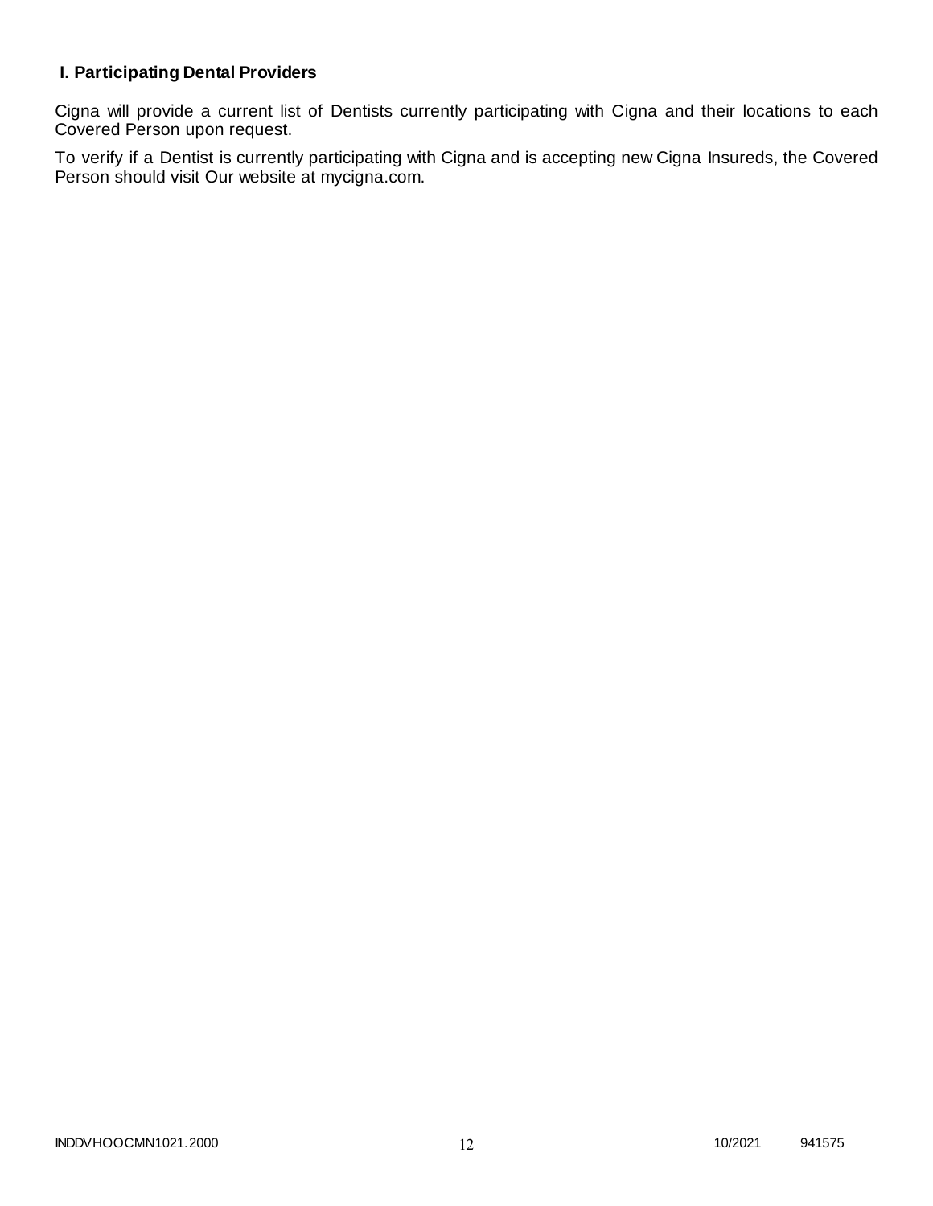## I. Participating Dental Providers

Cigna will provide a current list of Dentists currently participating with Cigna and their locations to each Covered Person upon request.

To verify if a Dentist is currently participating with Cigna and is accepting new Cigna Insureds, the Covered Person should visit Our website at mycigna.com.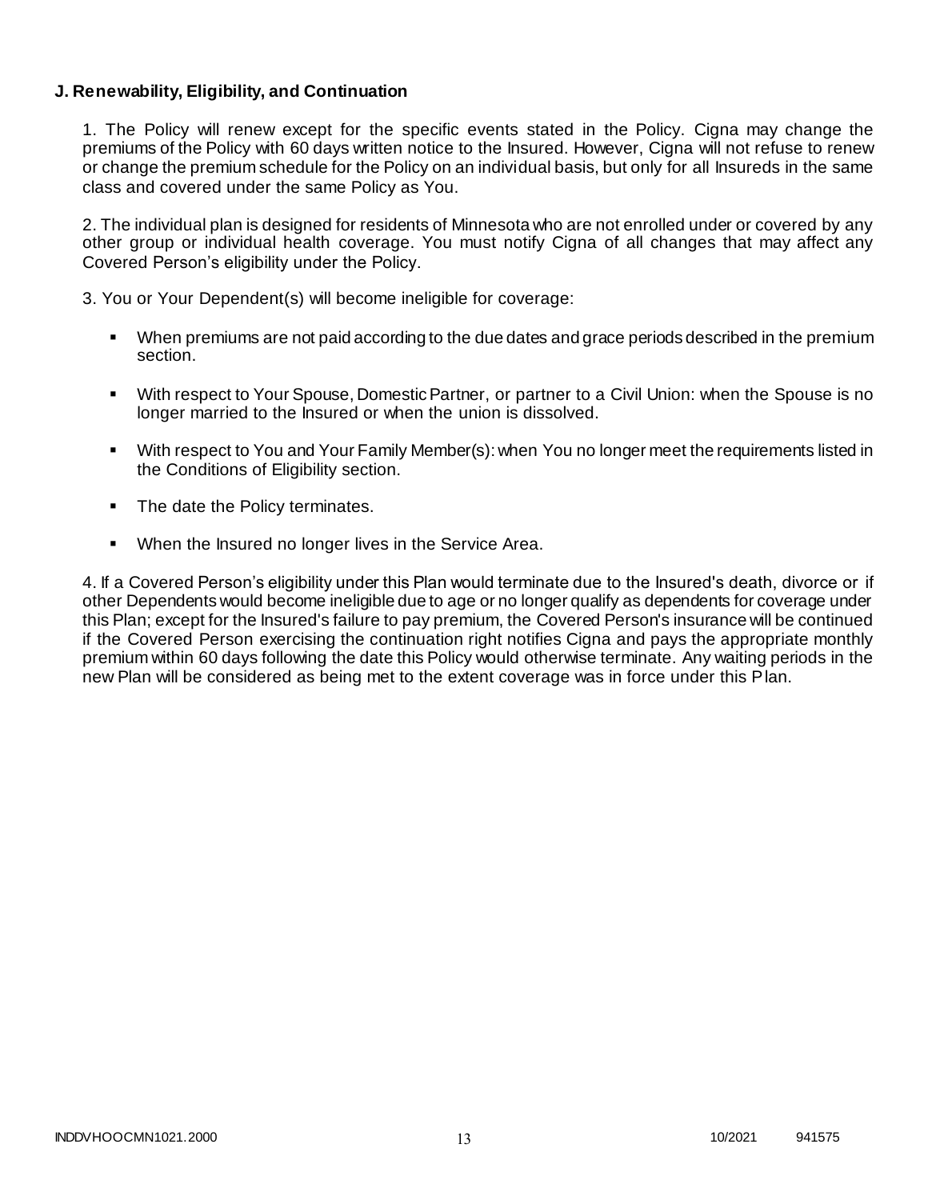**J. Renewability, Eligibility, and Continuation**

1. The Policy will renew except for the specific events stated in the Policy. Cigna may change the premiums of the Policy with 60 days written notice to the Insured. However, Cigna will not refuse to renew or change the premium schedule for the Policy on an individual basis, but only for all Insureds in the same class and covered under the same Policy as You.

2. The individual plan is designed for residents of Minnesota who are not enrolled under or covered by any other group or individual health coverage. You must notify Cigna of all changes that may affect any Covered Person's eligibility under the Policy.

3. You or Your Dependent(s) will become ineligible for coverage:

- When premiums are not paid according to the due dates and grace periods described in the premium section.
- With respect to Your Spouse, Domestic Partner, or partner to a Civil Union: when the Spouse is no longer married to the Insured or when the union is dissolved.
- With respect to You and Your Family Member(s): when You no longer meet the requirements listed in the Conditions of Eligibility section.
- The date the Policy terminates.
- When the Insured no longer lives in the Service Area.

4. If a Covered Person's eligibility under this Plan would terminate due to the Insured's death, divorce or if other Dependents would become ineligible due to age or no longer qualify as dependents for coverage under this Plan; except for the Insured's failure to pay premium, the Covered Person's insurance will be continued if the Covered Person exercising the continuation right notifies Cigna and pays the appropriate monthly premium within 60 days following the date this Policy would otherwise terminate. Any waiting periods in the new Plan will be considered as being met to the extent coverage was in force under this Plan.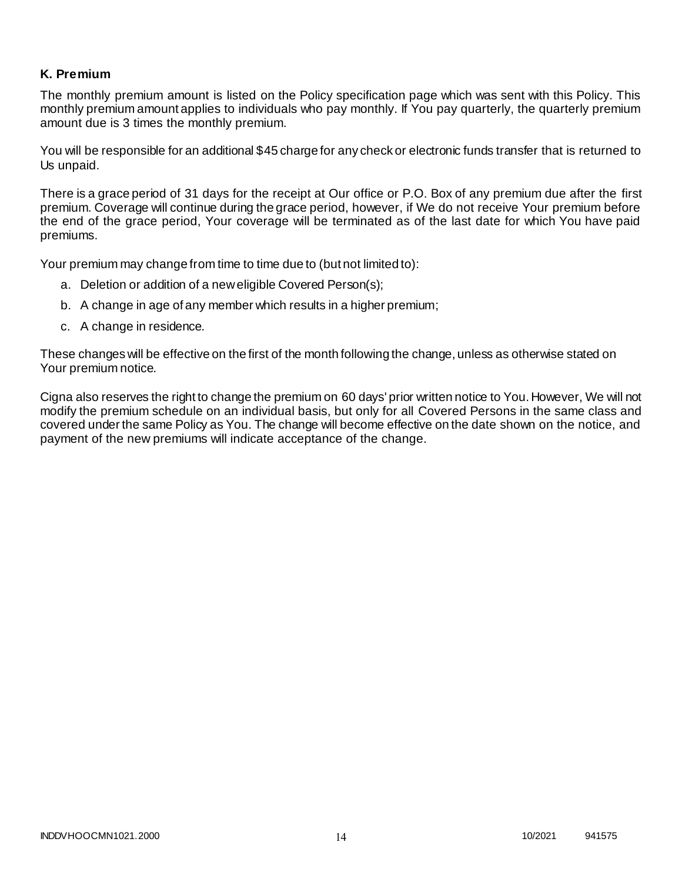### K. Premium

The monthly premium amount is listed on the Policy specification page which was sent with this Policy. This monthly premium amount applies to individuals who pay monthly. If You pay quarterly, the quarterly premium amount due is 3 times the monthly premium.

You will be responsible for an additional $45 charge for any check or electronic funds transfer that is returned to Us unpaid.

There is a grace period of 31 days for the receipt at Our office or P.O. Box of any premium due after the first premium. Coverage will continue during the grace period, however, if We do not receive Your premium before the end of the grace period, Your coverage will be terminated as of the last date for which You have paid premiums.

Your premium may change from time to time due to (but not limited to):

a. Deletion or addition of a new eligible Covered Person(s);
b. A change in age of any member which results in a higher premium;
c. A change in residence.

These changes will be effective on the first of the month following the change, unless as otherwise stated on Your premium notice.

Cigna also reserves the right to change the premium on 60 days' prior written notice to You. However, We will not modify the premium schedule on an individual basis, but only for all Covered Persons in the same class and covered under the same Policy as You. The change will become effective on the date shown on the notice, and payment of the new premiums will indicate acceptance of the change.